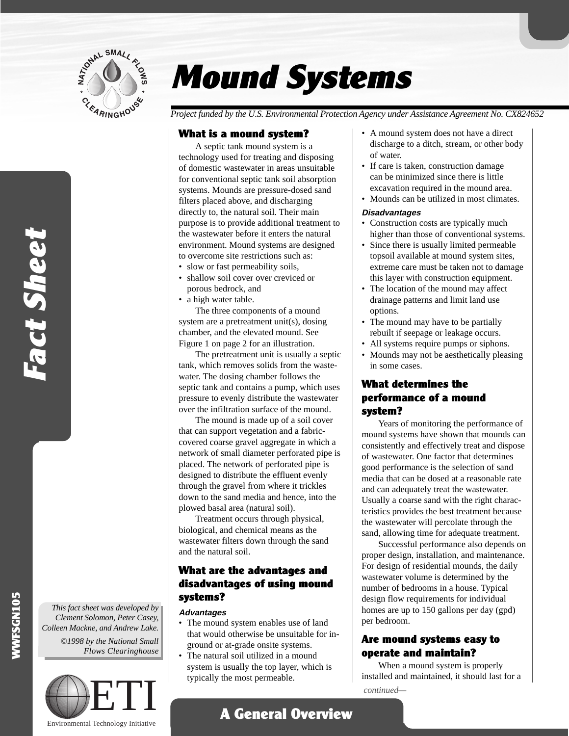# Mound Systems

*Project funded by the U.S. Environmental Protection Agency under Assistance Agreement No. CX824652*

## What is a mound system?

A septic tank mound system is a technology used for treating and disposing of domestic wastewater in areas unsuitable for conventional septic tank soil absorption systems. Mounds are pressure-dosed sand filters placed above, and discharging directly to, the natural soil. Their main purpose is to provide additional treatment to the wastewater before it enters the natural environment. Mound systems are designed to overcome site restrictions such as:

- slow or fast permeability soils,
- shallow soil cover over creviced or porous bedrock, and
- a high water table.

The three components of a mound system are a pretreatment unit(s), dosing chamber, and the elevated mound. See Figure 1 on page 2 for an illustration.

The pretreatment unit is usually a septic tank, which removes solids from the wastewater. The dosing chamber follows the septic tank and contains a pump, which uses pressure to evenly distribute the wastewater over the infiltration surface of the mound.

The mound is made up of a soil cover that can support vegetation and a fabric-covered coarse gravel aggregate in which a network of small diameter perforated pipe is placed. The network of perforated pipe is designed to distribute the effluent evenly through the gravel from where it trickles down to the sand media and hence, into the plowed basal area (natural soil).

Treatment occurs through physical, biological, and chemical means as the wastewater filters down through the sand and the natural soil.

## What are the advantages and disadvantages of using mound systems?

***Advantages***

- The mound system enables use of land that would otherwise be unsuitable for in-ground or at-grade onsite systems.
- The natural soil utilized in a mound system is usually the top layer, which is typically the most permeable.
- A mound system does not have a direct discharge to a ditch, stream, or other body of water.
- If care is taken, construction damage can be minimized since there is little excavation required in the mound area.
- Mounds can be utilized in most climates.

***Disadvantages***

- Construction costs are typically much higher than those of conventional systems.
- Since there is usually limited permeable topsoil available at mound system sites, extreme care must be taken not to damage this layer with construction equipment.
- The location of the mound may affect drainage patterns and limit land use options.
- The mound may have to be partially rebuilt if seepage or leakage occurs.
- All systems require pumps or siphons.
- Mounds may not be aesthetically pleasing in some cases.

## What determines the performance of a mound system?

Years of monitoring the performance of mound systems have shown that mounds can consistently and effectively treat and dispose of wastewater. One factor that determines good performance is the selection of sand media that can be dosed at a reasonable rate and can adequately treat the wastewater. Usually a coarse sand with the right characteristics provides the best treatment because the wastewater will percolate through the sand, allowing time for adequate treatment.

Successful performance also depends on proper design, installation, and maintenance. For design of residential mounds, the daily wastewater volume is determined by the number of bedrooms in a house. Typical design flow requirements for individual homes are up to 150 gallons per day (gpd) per bedroom.

## Are mound systems easy to operate and maintain?

When a mound system is properly installed and maintained, it should last for a

*continued—*

*This fact sheet was developed by Clement Solomon, Peter Casey, Colleen Mackne, and Andrew Lake.*

*©1998 by the National Small Flows Clearinghouse*

Fact Sheet — WWFSGN105

A General Overview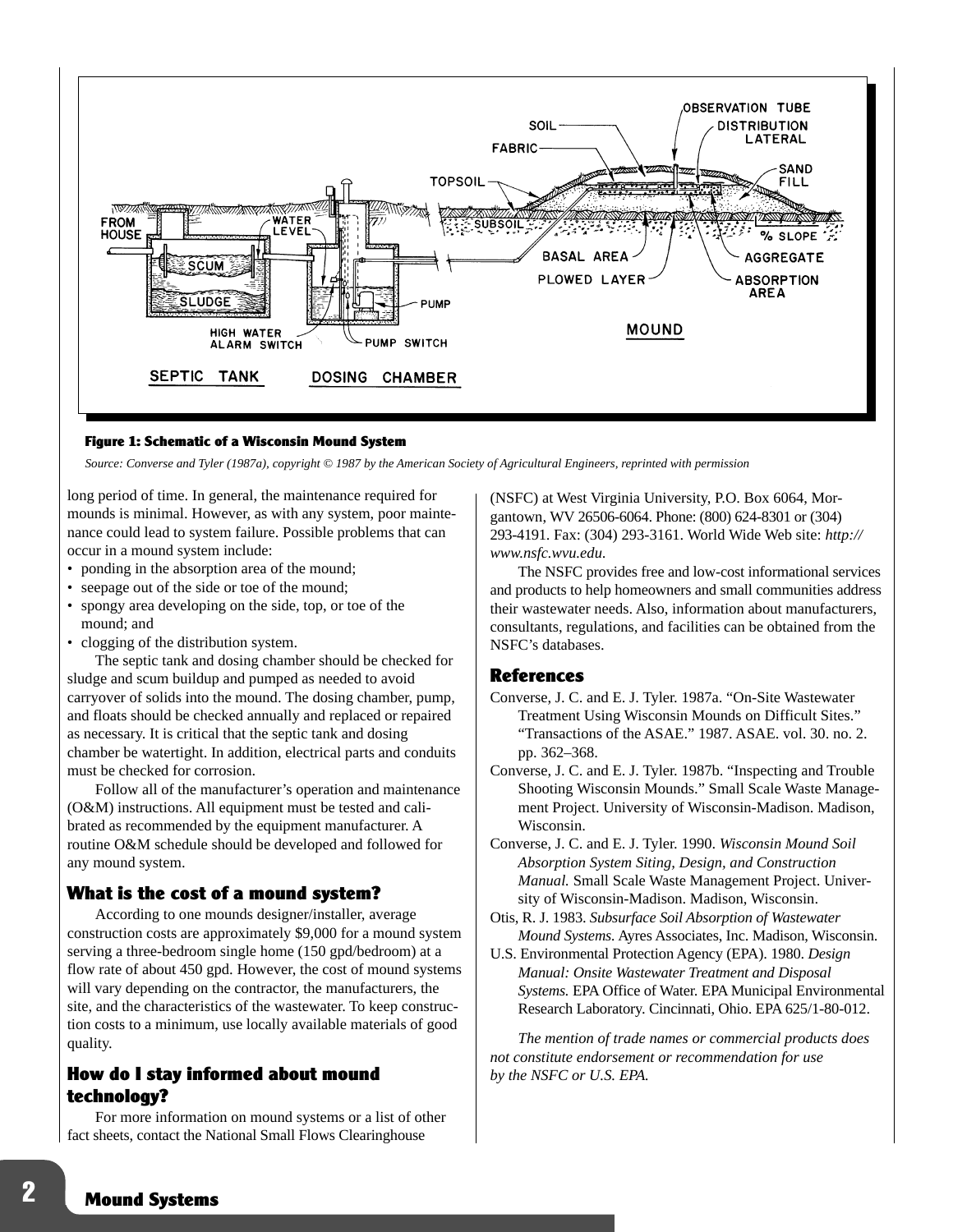SOIL

FABRIC

TOPSOIL

OBSERVATION TUBE

DISTRIBUTION LATERAL

SAND FILL

FROM HOUSE

WATER LEVEL

SUBSOIL

% SLOPE

SCUM

SLUDGE

BASAL AREA

AGGREGATE

PLOWED LAYER

ABSORPTION AREA

PUMP

HIGH WATER ALARM SWITCH

PUMP SWITCH

MOUND

SEPTIC TANK

DOSING CHAMBER

**Figure 1: Schematic of a Wisconsin Mound System**

*Source: Converse and Tyler (1987a), copyright © 1987 by the American Society of Agricultural Engineers, reprinted with permission*

long period of time. In general, the maintenance required for mounds is minimal. However, as with any system, poor maintenance could lead to system failure. Possible problems that can occur in a mound system include:

- ponding in the absorption area of the mound;
- seepage out of the side or toe of the mound;
- spongy area developing on the side, top, or toe of the mound; and
- clogging of the distribution system.

The septic tank and dosing chamber should be checked for sludge and scum buildup and pumped as needed to avoid carryover of solids into the mound. The dosing chamber, pump, and floats should be checked annually and replaced or repaired as necessary. It is critical that the septic tank and dosing chamber be watertight. In addition, electrical parts and conduits must be checked for corrosion.

Follow all of the manufacturer's operation and maintenance (O&M) instructions. All equipment must be tested and calibrated as recommended by the equipment manufacturer. A routine O&M schedule should be developed and followed for any mound system.

## What is the cost of a mound system?

According to one mounds designer/installer, average construction costs are approximately $9,000 for a mound system serving a three-bedroom single home (150 gpd/bedroom) at a flow rate of about 450 gpd. However, the cost of mound systems will vary depending on the contractor, the manufacturers, the site, and the characteristics of the wastewater. To keep construction costs to a minimum, use locally available materials of good quality.

## How do I stay informed about mound technology?

For more information on mound systems or a list of other fact sheets, contact the National Small Flows Clearinghouse (NSFC) at West Virginia University, P.O. Box 6064, Morgantown, WV 26506-6064. Phone: (800) 624-8301 or (304) 293-4191. Fax: (304) 293-3161. World Wide Web site: *http://www.nsfc.wvu.edu.*

The NSFC provides free and low-cost informational services and products to help homeowners and small communities address their wastewater needs. Also, information about manufacturers, consultants, regulations, and facilities can be obtained from the NSFC's databases.

## References

Converse, J. C. and E. J. Tyler. 1987a. "On-Site Wastewater Treatment Using Wisconsin Mounds on Difficult Sites." "Transactions of the ASAE." 1987. ASAE. vol. 30. no. 2. pp. 362–368.

Converse, J. C. and E. J. Tyler. 1987b. "Inspecting and Trouble Shooting Wisconsin Mounds." Small Scale Waste Management Project. University of Wisconsin-Madison. Madison, Wisconsin.

Converse, J. C. and E. J. Tyler. 1990. *Wisconsin Mound Soil Absorption System Siting, Design, and Construction Manual.* Small Scale Waste Management Project. University of Wisconsin-Madison. Madison, Wisconsin.

Otis, R. J. 1983. *Subsurface Soil Absorption of Wastewater Mound Systems.* Ayres Associates, Inc. Madison, Wisconsin.

U.S. Environmental Protection Agency (EPA). 1980. *Design Manual: Onsite Wastewater Treatment and Disposal Systems.* EPA Office of Water. EPA Municipal Environmental Research Laboratory. Cincinnati, Ohio. EPA 625/1-80-012.

*The mention of trade names or commercial products does not constitute endorsement or recommendation for use by the NSFC or U.S. EPA.*